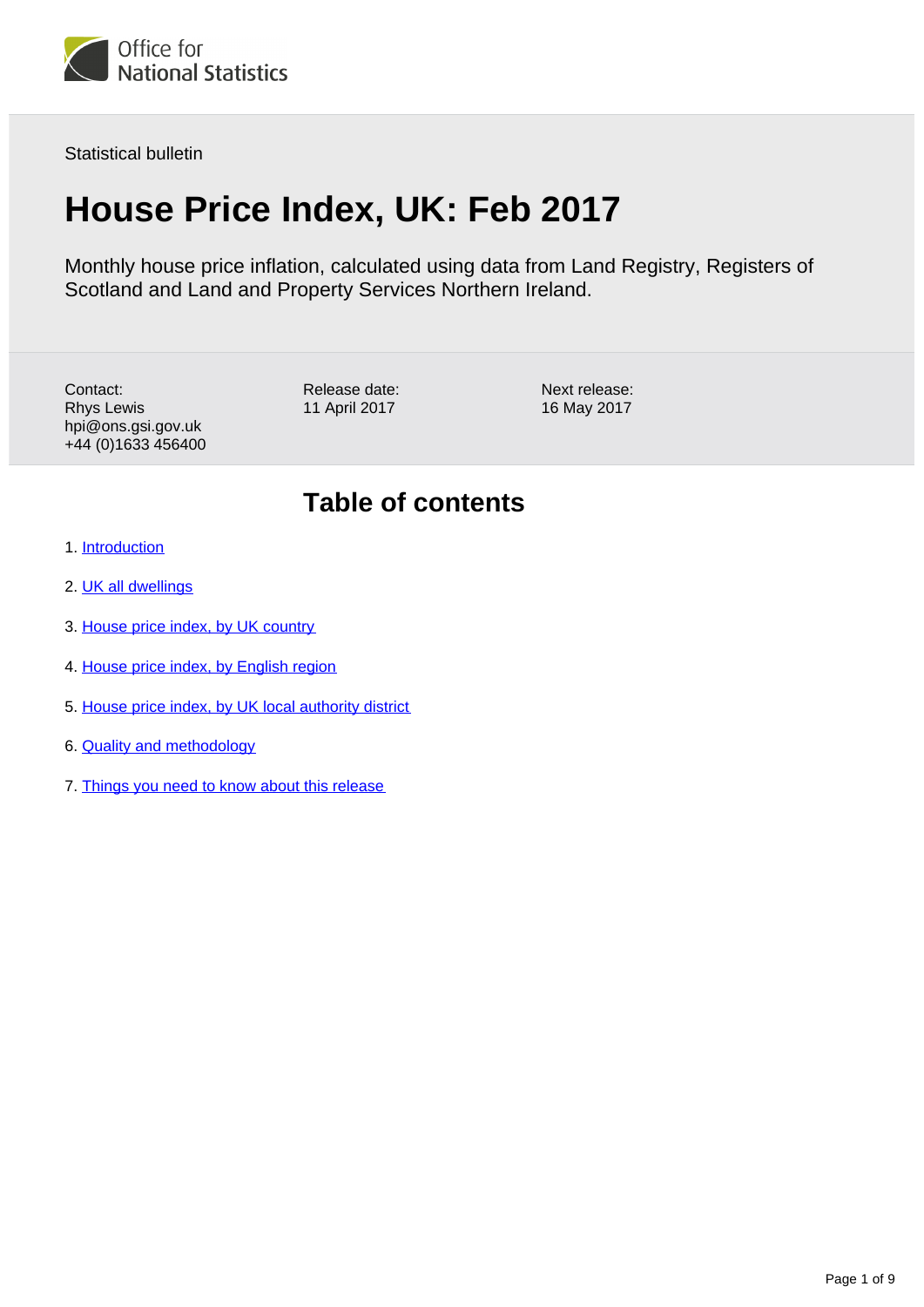Office for National Statistics

Statistical bulletin

# House Price Index, UK: Feb 2017

Monthly house price inflation, calculated using data from Land Registry, Registers of Scotland and Land and Property Services Northern Ireland.

Contact:
Rhys Lewis
hpi@ons.gsi.gov.uk
+44 (0)1633 456400

Release date:
11 April 2017

Next release:
16 May 2017

## Table of contents

1. Introduction
2. UK all dwellings
3. House price index, by UK country
4. House price index, by English region
5. House price index, by UK local authority district
6. Quality and methodology
7. Things you need to know about this release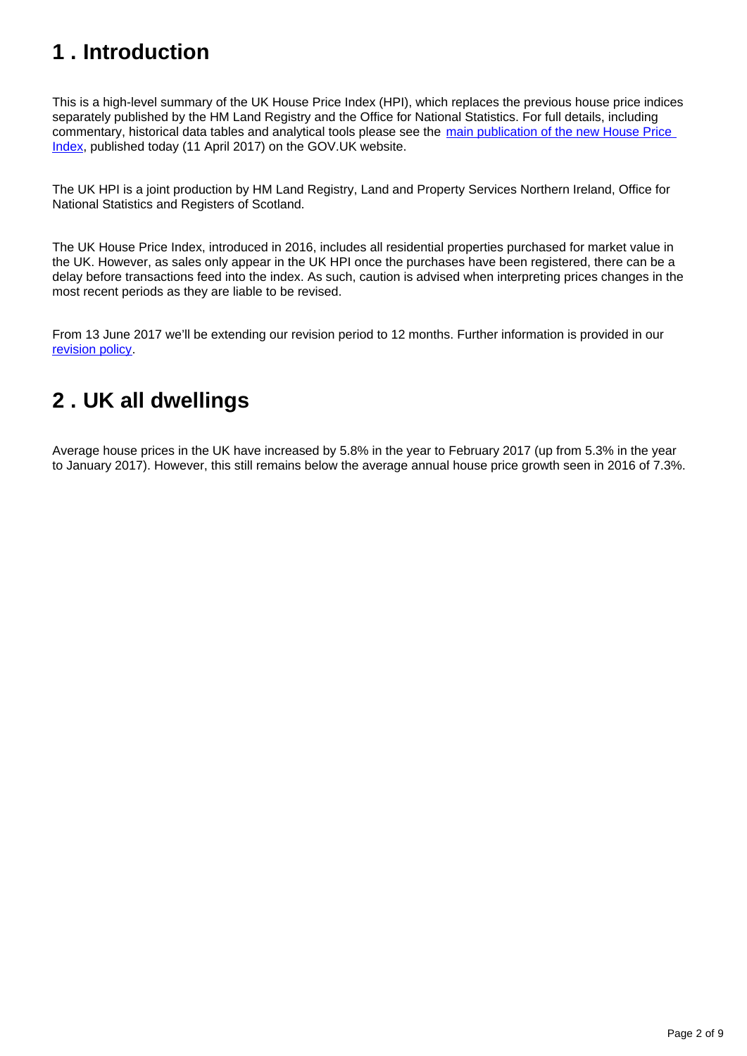## 1 . Introduction

This is a high-level summary of the UK House Price Index (HPI), which replaces the previous house price indices separately published by the HM Land Registry and the Office for National Statistics. For full details, including commentary, historical data tables and analytical tools please see the main publication of the new House Price Index, published today (11 April 2017) on the GOV.UK website.

The UK HPI is a joint production by HM Land Registry, Land and Property Services Northern Ireland, Office for National Statistics and Registers of Scotland.

The UK House Price Index, introduced in 2016, includes all residential properties purchased for market value in the UK. However, as sales only appear in the UK HPI once the purchases have been registered, there can be a delay before transactions feed into the index. As such, caution is advised when interpreting prices changes in the most recent periods as they are liable to be revised.

From 13 June 2017 we'll be extending our revision period to 12 months. Further information is provided in our revision policy.

## 2 . UK all dwellings

Average house prices in the UK have increased by 5.8% in the year to February 2017 (up from 5.3% in the year to January 2017). However, this still remains below the average annual house price growth seen in 2016 of 7.3%.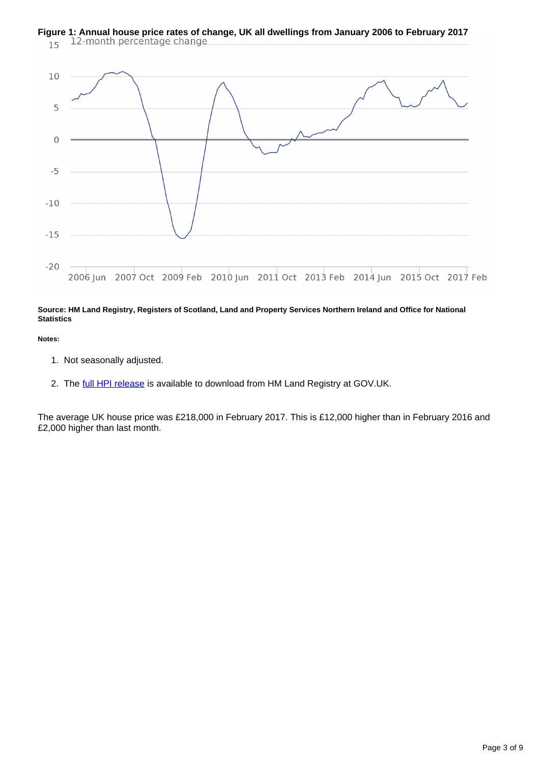**Figure 1: Annual house price rates of change, UK all dwellings from January 2006 to February 2017**

**Source: HM Land Registry, Registers of Scotland, Land and Property Services Northern Ireland and Office for National Statistics**

**Notes:**

1. Not seasonally adjusted.
2. The full HPI release is available to download from HM Land Registry at GOV.UK.

The average UK house price was £218,000 in February 2017. This is £12,000 higher than in February 2016 and £2,000 higher than last month.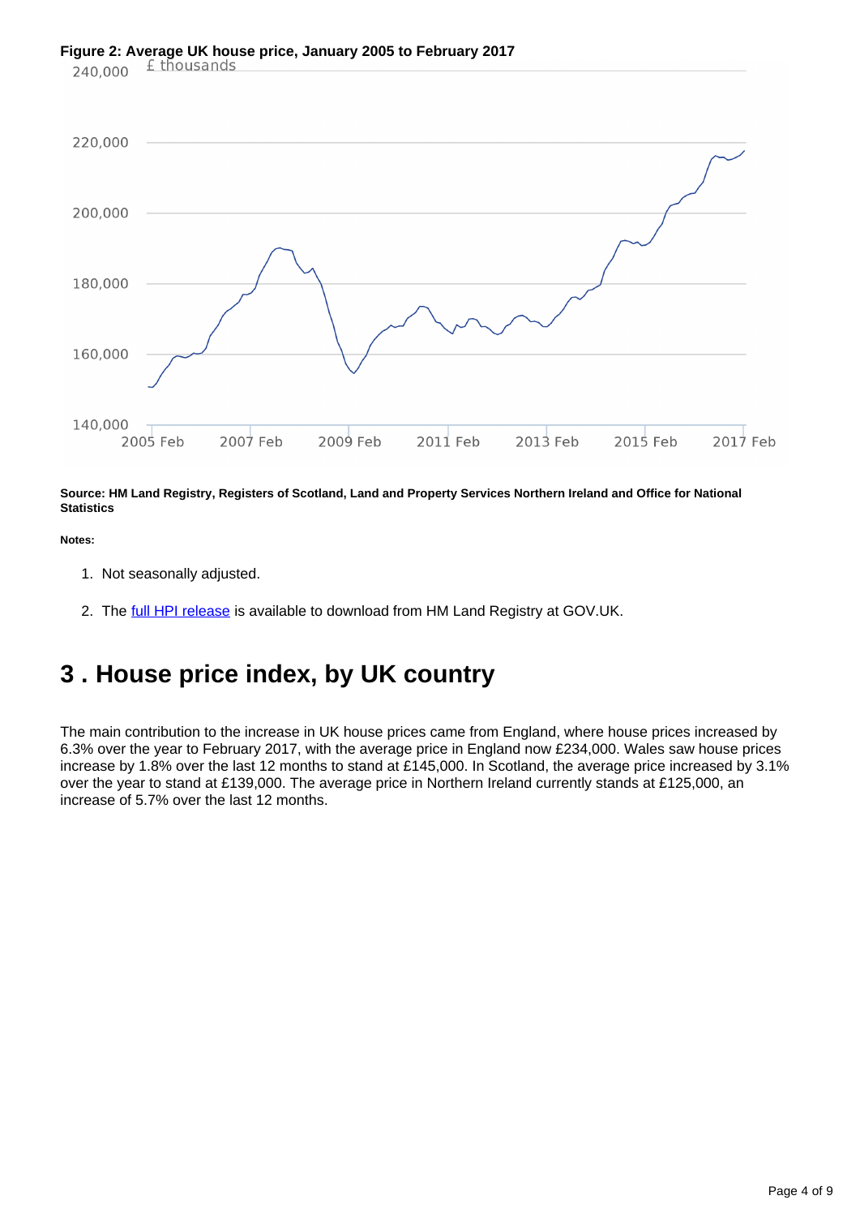**Figure 2: Average UK house price, January 2005 to February 2017**

**Source: HM Land Registry, Registers of Scotland, Land and Property Services Northern Ireland and Office for National Statistics**

**Notes:**

1. Not seasonally adjusted.
2. The full HPI release is available to download from HM Land Registry at GOV.UK.

## 3 . House price index, by UK country

The main contribution to the increase in UK house prices came from England, where house prices increased by 6.3% over the year to February 2017, with the average price in England now £234,000. Wales saw house prices increase by 1.8% over the last 12 months to stand at £145,000. In Scotland, the average price increased by 3.1% over the year to stand at £139,000. The average price in Northern Ireland currently stands at £125,000, an increase of 5.7% over the last 12 months.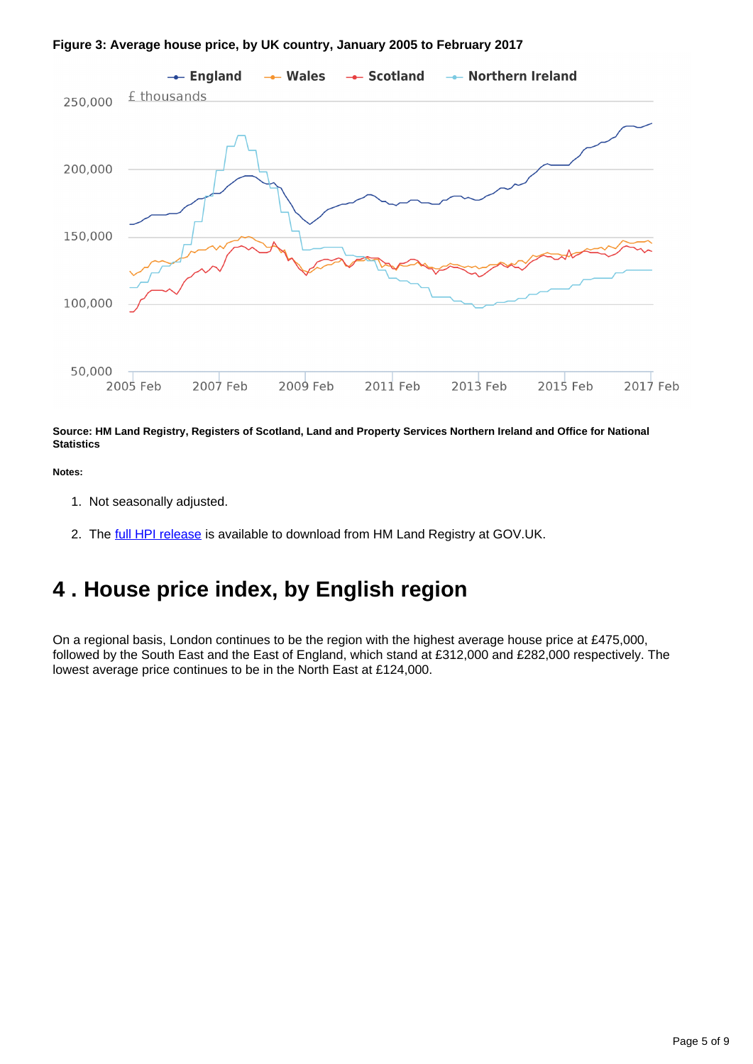**Figure 3: Average house price, by UK country, January 2005 to February 2017**

**Source: HM Land Registry, Registers of Scotland, Land and Property Services Northern Ireland and Office for National Statistics**

**Notes:**

1. Not seasonally adjusted.
2. The full HPI release is available to download from HM Land Registry at GOV.UK.

# 4 . House price index, by English region

On a regional basis, London continues to be the region with the highest average house price at £475,000, followed by the South East and the East of England, which stand at £312,000 and £282,000 respectively. The lowest average price continues to be in the North East at £124,000.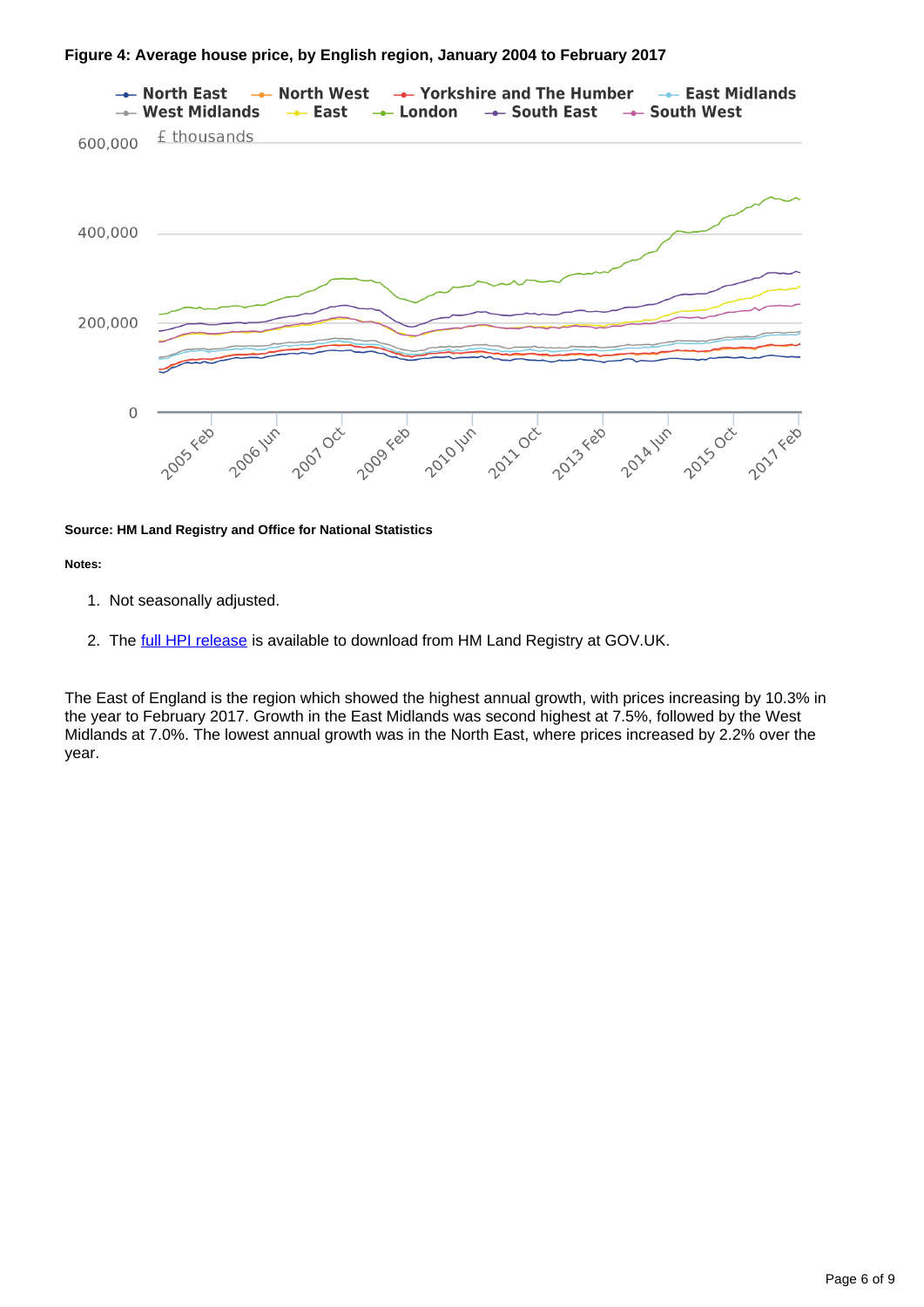**Figure 4: Average house price, by English region, January 2004 to February 2017**

**Source: HM Land Registry and Office for National Statistics**

**Notes:**

1. Not seasonally adjusted.

2. The full HPI release is available to download from HM Land Registry at GOV.UK.

The East of England is the region which showed the highest annual growth, with prices increasing by 10.3% in the year to February 2017. Growth in the East Midlands was second highest at 7.5%, followed by the West Midlands at 7.0%. The lowest annual growth was in the North East, where prices increased by 2.2% over the year.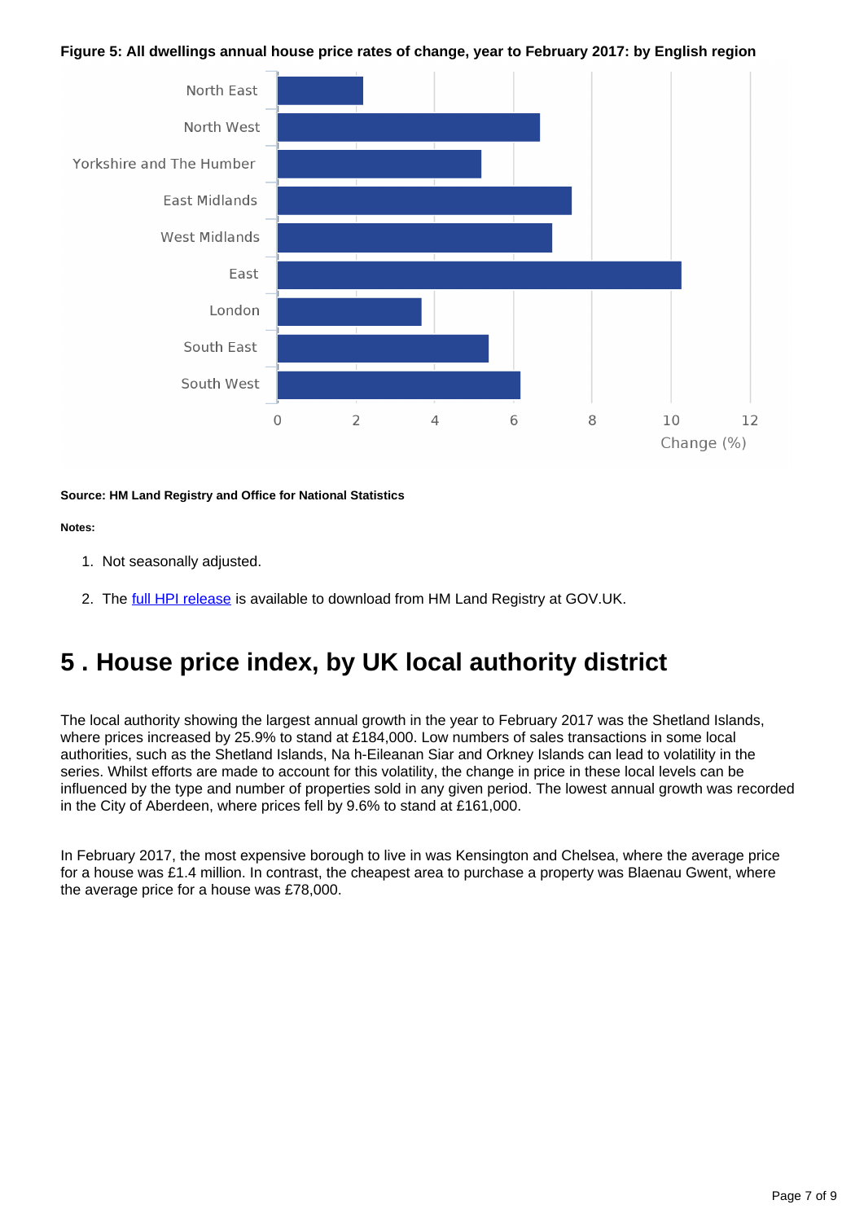**Figure 5: All dwellings annual house price rates of change, year to February 2017: by English region**

**Source: HM Land Registry and Office for National Statistics**

**Notes:**

1. Not seasonally adjusted.
2. The full HPI release is available to download from HM Land Registry at GOV.UK.

# 5 . House price index, by UK local authority district

The local authority showing the largest annual growth in the year to February 2017 was the Shetland Islands, where prices increased by 25.9% to stand at £184,000. Low numbers of sales transactions in some local authorities, such as the Shetland Islands, Na h-Eileanan Siar and Orkney Islands can lead to volatility in the series. Whilst efforts are made to account for this volatility, the change in price in these local levels can be influenced by the type and number of properties sold in any given period. The lowest annual growth was recorded in the City of Aberdeen, where prices fell by 9.6% to stand at £161,000.

In February 2017, the most expensive borough to live in was Kensington and Chelsea, where the average price for a house was £1.4 million. In contrast, the cheapest area to purchase a property was Blaenau Gwent, where the average price for a house was £78,000.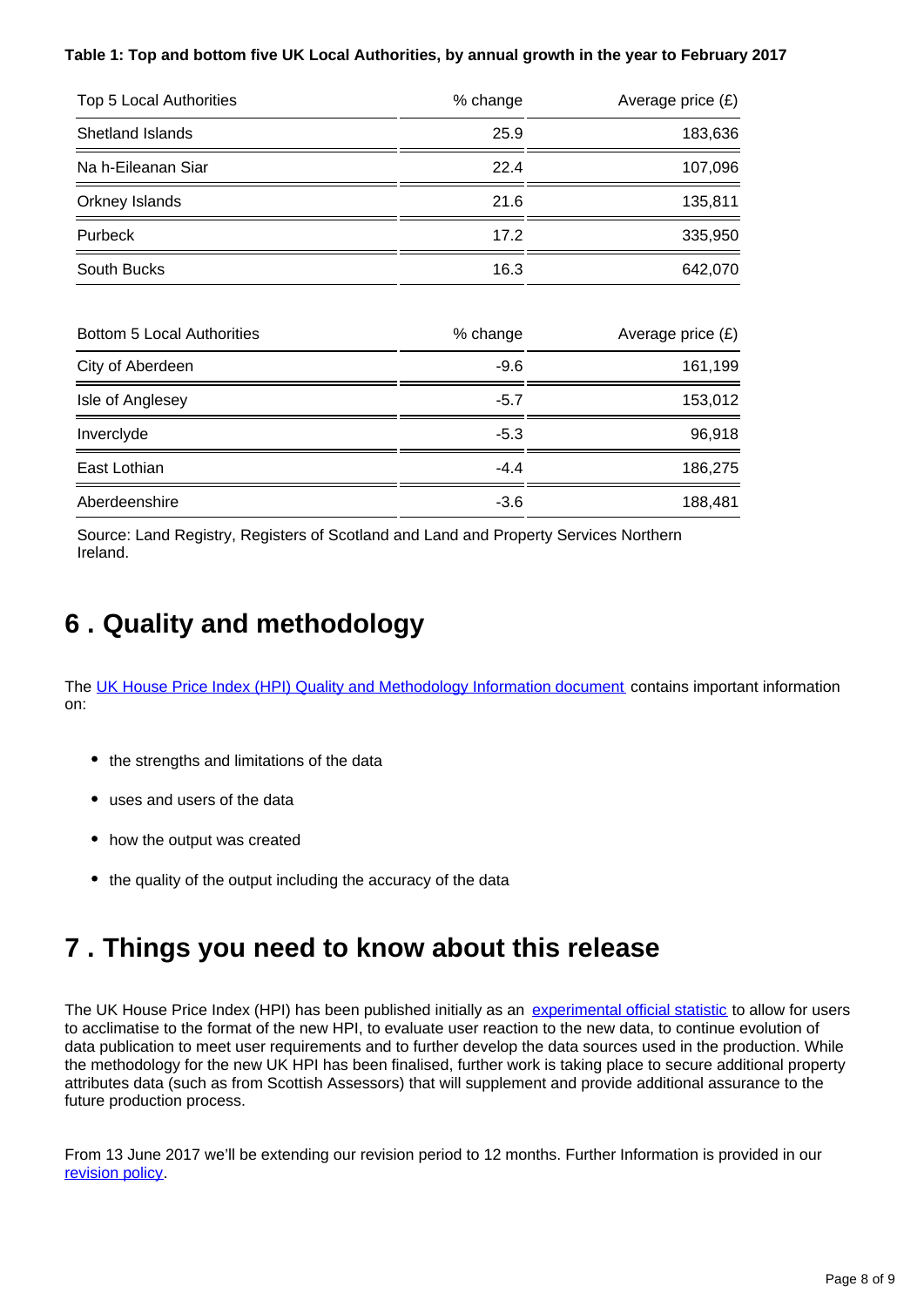**Table 1: Top and bottom five UK Local Authorities, by annual growth in the year to February 2017**

| Top 5 Local Authorities | % change | Average price (£) |
|---|---|---|
| Shetland Islands | 25.9 | 183,636 |
| Na h-Eileanan Siar | 22.4 | 107,096 |
| Orkney Islands | 21.6 | 135,811 |
| Purbeck | 17.2 | 335,950 |
| South Bucks | 16.3 | 642,070 |

| Bottom 5 Local Authorities | % change | Average price (£) |
|---|---|---|
| City of Aberdeen | -9.6 | 161,199 |
| Isle of Anglesey | -5.7 | 153,012 |
| Inverclyde | -5.3 | 96,918 |
| East Lothian | -4.4 | 186,275 |
| Aberdeenshire | -3.6 | 188,481 |

Source: Land Registry, Registers of Scotland and Land and Property Services Northern Ireland.

## 6 . Quality and methodology

The UK House Price Index (HPI) Quality and Methodology Information document contains important information on:

- the strengths and limitations of the data
- uses and users of the data
- how the output was created
- the quality of the output including the accuracy of the data

## 7 . Things you need to know about this release

The UK House Price Index (HPI) has been published initially as an experimental official statistic to allow for users to acclimatise to the format of the new HPI, to evaluate user reaction to the new data, to continue evolution of data publication to meet user requirements and to further develop the data sources used in the production. While the methodology for the new UK HPI has been finalised, further work is taking place to secure additional property attributes data (such as from Scottish Assessors) that will supplement and provide additional assurance to the future production process.

From 13 June 2017 we'll be extending our revision period to 12 months. Further Information is provided in our revision policy.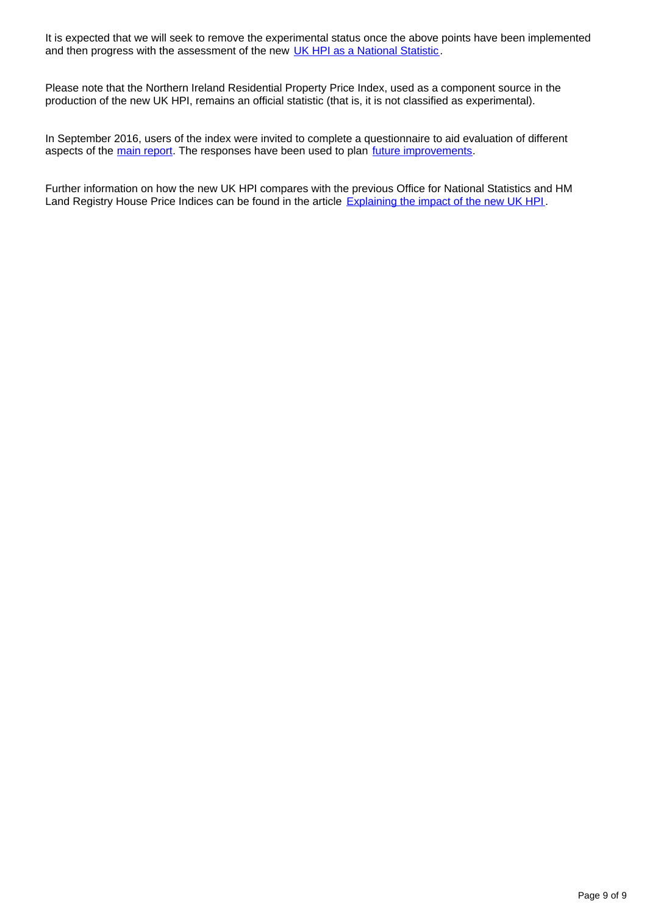It is expected that we will seek to remove the experimental status once the above points have been implemented and then progress with the assessment of the new UK HPI as a National Statistic.

Please note that the Northern Ireland Residential Property Price Index, used as a component source in the production of the new UK HPI, remains an official statistic (that is, it is not classified as experimental).

In September 2016, users of the index were invited to complete a questionnaire to aid evaluation of different aspects of the main report. The responses have been used to plan future improvements.

Further information on how the new UK HPI compares with the previous Office for National Statistics and HM Land Registry House Price Indices can be found in the article Explaining the impact of the new UK HPI.